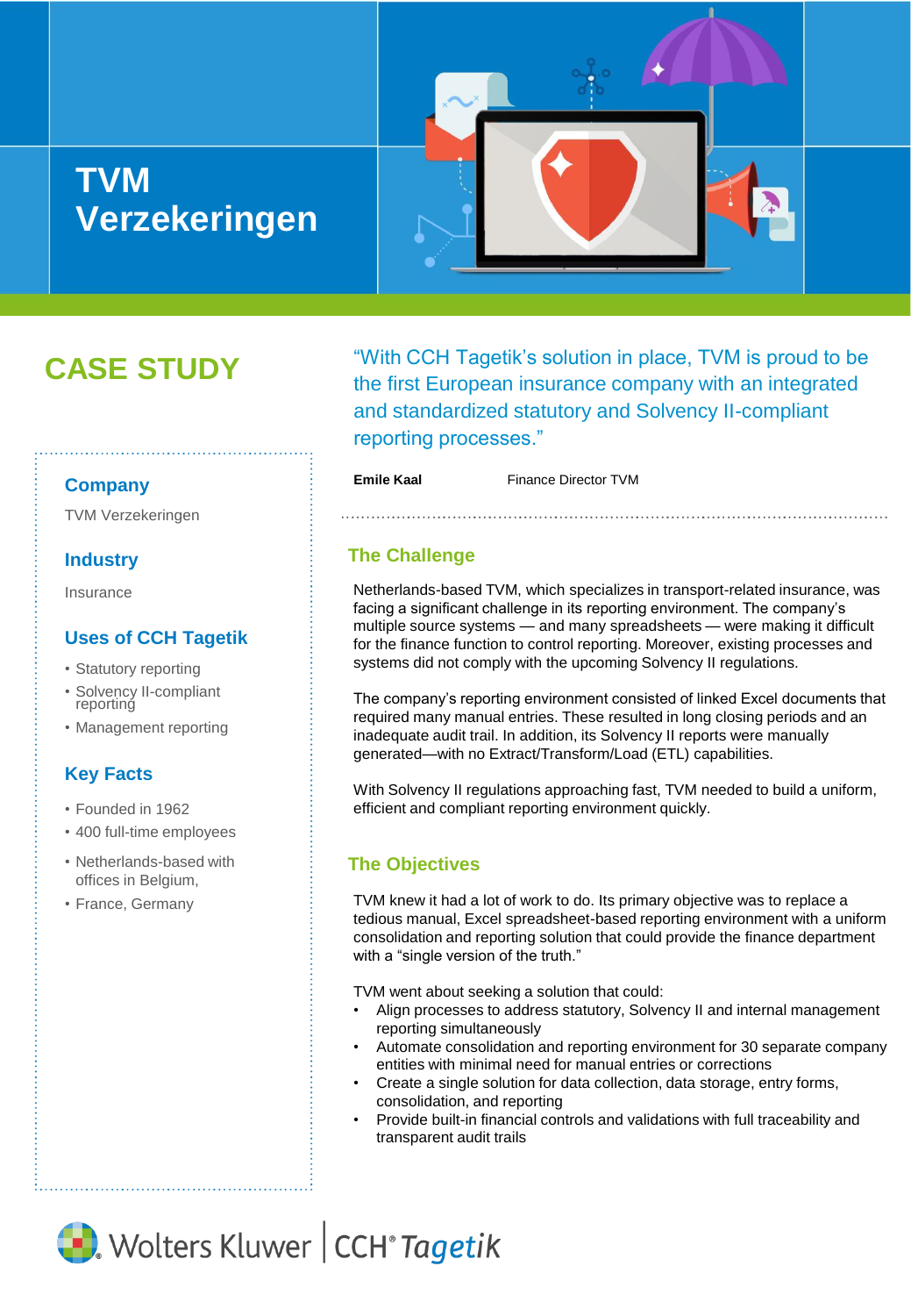# TVM Verzekeringen

## CASE STUDY

### Company

TVM Verzekeringen

### Industry

Insurance

### Uses of CCH Tagetik

- Statutory reporting
- Solvency II-compliant reporting
- Management reporting

### Key Facts

- Founded in 1962
- 400 full-time employees
- Netherlands-based with offices in Belgium,
- France, Germany

"With CCH Tagetik's solution in place, TVM is proud to be the first European insurance company with an integrated and standardized statutory and Solvency II-compliant reporting processes."

**Emile Kaal** Finance Director TVM

## The Challenge

Netherlands-based TVM, which specializes in transport-related insurance, was facing a significant challenge in its reporting environment. The company's multiple source systems — and many spreadsheets — were making it difficult for the finance function to control reporting. Moreover, existing processes and systems did not comply with the upcoming Solvency II regulations.

The company's reporting environment consisted of linked Excel documents that required many manual entries. These resulted in long closing periods and an inadequate audit trail. In addition, its Solvency II reports were manually generated—with no Extract/Transform/Load (ETL) capabilities.

With Solvency II regulations approaching fast, TVM needed to build a uniform, efficient and compliant reporting environment quickly.

## The Objectives

TVM knew it had a lot of work to do. Its primary objective was to replace a tedious manual, Excel spreadsheet-based reporting environment with a uniform consolidation and reporting solution that could provide the finance department with a "single version of the truth."

TVM went about seeking a solution that could:

- Align processes to address statutory, Solvency II and internal management reporting simultaneously
- Automate consolidation and reporting environment for 30 separate company entities with minimal need for manual entries or corrections
- Create a single solution for data collection, data storage, entry forms, consolidation, and reporting
- Provide built-in financial controls and validations with full traceability and transparent audit trails

Wolters Kluwer | CCH® Tagetik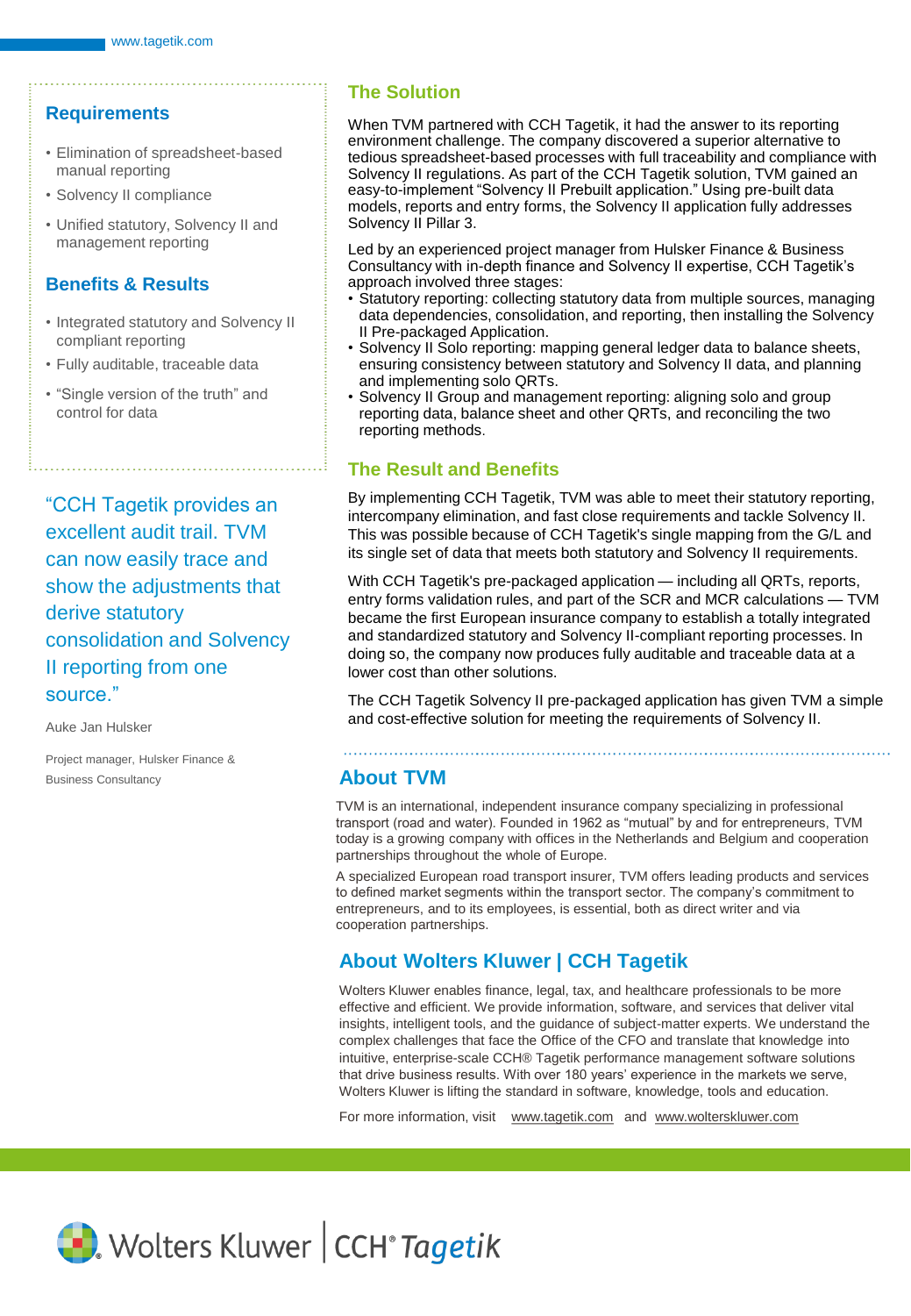## Requirements

- Elimination of spreadsheet-based manual reporting
- Solvency II compliance
- Unified statutory, Solvency II and management reporting

## Benefits & Results

- Integrated statutory and Solvency II compliant reporting
- Fully auditable, traceable data
- "Single version of the truth" and control for data

"CCH Tagetik provides an excellent audit trail. TVM can now easily trace and show the adjustments that derive statutory consolidation and Solvency II reporting from one source."

Auke Jan Hulsker

Project manager, Hulsker Finance & Business Consultancy

## The Solution

When TVM partnered with CCH Tagetik, it had the answer to its reporting environment challenge. The company discovered a superior alternative to tedious spreadsheet-based processes with full traceability and compliance with Solvency II regulations. As part of the CCH Tagetik solution, TVM gained an easy-to-implement "Solvency II Prebuilt application." Using pre-built data models, reports and entry forms, the Solvency II application fully addresses Solvency II Pillar 3.

Led by an experienced project manager from Hulsker Finance & Business Consultancy with in-depth finance and Solvency II expertise, CCH Tagetik's approach involved three stages:

- Statutory reporting: collecting statutory data from multiple sources, managing data dependencies, consolidation, and reporting, then installing the Solvency II Pre-packaged Application.
- Solvency II Solo reporting: mapping general ledger data to balance sheets, ensuring consistency between statutory and Solvency II data, and planning and implementing solo QRTs.
- Solvency II Group and management reporting: aligning solo and group reporting data, balance sheet and other QRTs, and reconciling the two reporting methods.

## The Result and Benefits

By implementing CCH Tagetik, TVM was able to meet their statutory reporting, intercompany elimination, and fast close requirements and tackle Solvency II. This was possible because of CCH Tagetik's single mapping from the G/L and its single set of data that meets both statutory and Solvency II requirements.

With CCH Tagetik's pre-packaged application — including all QRTs, reports, entry forms validation rules, and part of the SCR and MCR calculations — TVM became the first European insurance company to establish a totally integrated and standardized statutory and Solvency II-compliant reporting processes. In doing so, the company now produces fully auditable and traceable data at a lower cost than other solutions.

The CCH Tagetik Solvency II pre-packaged application has given TVM a simple and cost-effective solution for meeting the requirements of Solvency II.

## About TVM

TVM is an international, independent insurance company specializing in professional transport (road and water). Founded in 1962 as "mutual" by and for entrepreneurs, TVM today is a growing company with offices in the Netherlands and Belgium and cooperation partnerships throughout the whole of Europe.

A specialized European road transport insurer, TVM offers leading products and services to defined market segments within the transport sector. The company's commitment to entrepreneurs, and to its employees, is essential, both as direct writer and via cooperation partnerships.

## About Wolters Kluwer | CCH Tagetik

Wolters Kluwer enables finance, legal, tax, and healthcare professionals to be more effective and efficient. We provide information, software, and services that deliver vital insights, intelligent tools, and the guidance of subject-matter experts. We understand the complex challenges that face the Office of the CFO and translate that knowledge into intuitive, enterprise-scale CCH® Tagetik performance management software solutions that drive business results. With over 180 years' experience in the markets we serve, Wolters Kluwer is lifting the standard in software, knowledge, tools and education.

For more information, visit www.tagetik.com and www.wolterskluwer.com

Wolters Kluwer | CCH® Tagetik